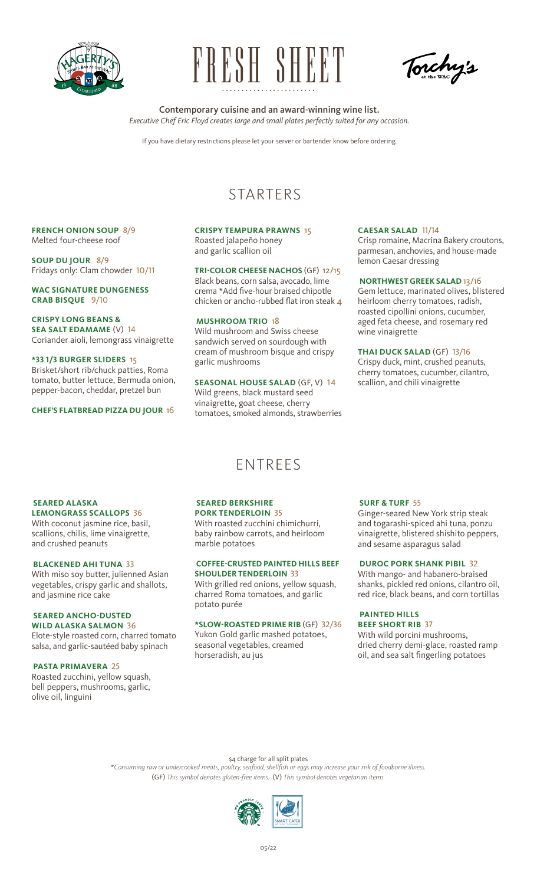# FRESH SHEET

**Contemporary cuisine and an award-winning wine list.**

*Executive Chef Eric Floyd creates large and small plates perfectly suited for any occasion.*

If you have dietary restrictions please let your server or bartender know before ordering.

## STARTERS

**FRENCH ONION SOUP** 8/9
Melted four-cheese roof

**SOUP DU JOUR** 8/9
Fridays only: Clam chowder 10/11

**WAC SIGNATURE DUNGENESS CRAB BISQUE** 9/10

**CRISPY LONG BEANS & SEA SALT EDAMAME** (V) 14
Coriander aioli, lemongrass vinaigrette

**\*33 1/3 BURGER SLIDERS** 15
Brisket/short rib/chuck patties, Roma tomato, butter lettuce, Bermuda onion, pepper-bacon, cheddar, pretzel bun

**CHEF'S FLATBREAD PIZZA DU JOUR** 16

**CRISPY TEMPURA PRAWNS** 15
Roasted jalapeño honey and garlic scallion oil

**TRI-COLOR CHEESE NACHOS** (GF) 12/15
Black beans, corn salsa, avocado, lime crema \*Add five-hour braised chipotle chicken or ancho-rubbed flat iron steak 4

**MUSHROOM TRIO** 18
Wild mushroom and Swiss cheese sandwich served on sourdough with cream of mushroom bisque and crispy garlic mushrooms

**SEASONAL HOUSE SALAD** (GF, V) 14
Wild greens, black mustard seed vinaigrette, goat cheese, cherry tomatoes, smoked almonds, strawberries

**CAESAR SALAD** 11/14
Crisp romaine, Macrina Bakery croutons, parmesan, anchovies, and house-made lemon Caesar dressing

**NORTHWEST GREEK SALAD** 13/16
Gem lettuce, marinated olives, blistered heirloom cherry tomatoes, radish, roasted cipollini onions, cucumber, aged feta cheese, and rosemary red wine vinaigrette

**THAI DUCK SALAD** (GF) 13/16
Crispy duck, mint, crushed peanuts, cherry tomatoes, cucumber, cilantro, scallion, and chili vinaigrette

## ENTREES

**SEARED ALASKA LEMONGRASS SCALLOPS** 36
With coconut jasmine rice, basil, scallions, chilis, lime vinaigrette, and crushed peanuts

**BLACKENED AHI TUNA** 33
With miso soy butter, julienned Asian vegetables, crispy garlic and shallots, and jasmine rice cake

**SEARED ANCHO-DUSTED WILD ALASKA SALMON** 36
Elote-style roasted corn, charred tomato salsa, and garlic-sautéed baby spinach

**PASTA PRIMAVERA** 25
Roasted zucchini, yellow squash, bell peppers, mushrooms, garlic, olive oil, linguini

**SEARED BERKSHIRE PORK TENDERLOIN** 35
With roasted zucchini chimichurri, baby rainbow carrots, and heirloom marble potatoes

**COFFEE-CRUSTED PAINTED HILLS BEEF SHOULDER TENDERLOIN** 33
With grilled red onions, yellow squash, charred Roma tomatoes, and garlic potato purée

**\*SLOW-ROASTED PRIME RIB** (GF) 32/36
Yukon Gold garlic mashed potatoes, seasonal vegetables, creamed horseradish, au jus

**SURF & TURF** 55
Ginger-seared New York strip steak and togarashi-spiced ahi tuna, ponzu vinaigrette, blistered shishito peppers, and sesame asparagus salad

**DUROC PORK SHANK PIBIL** 32
With mango- and habanero-braised shanks, pickled red onions, cilantro oil, red rice, black beans, and corn tortillas

**PAINTED HILLS BEEF SHORT RIB** 37
With wild porcini mushrooms, dried cherry demi-glace, roasted ramp oil, and sea salt fingerling potatoes

$4 charge for all split plates

*\*Consuming raw or undercooked meats, poultry, seafood, shellfish or eggs may increase your risk of foodborne illness.*

(GF) *This symbol denotes gluten-free items.* (V) *This symbol denotes vegetarian items.*

05/22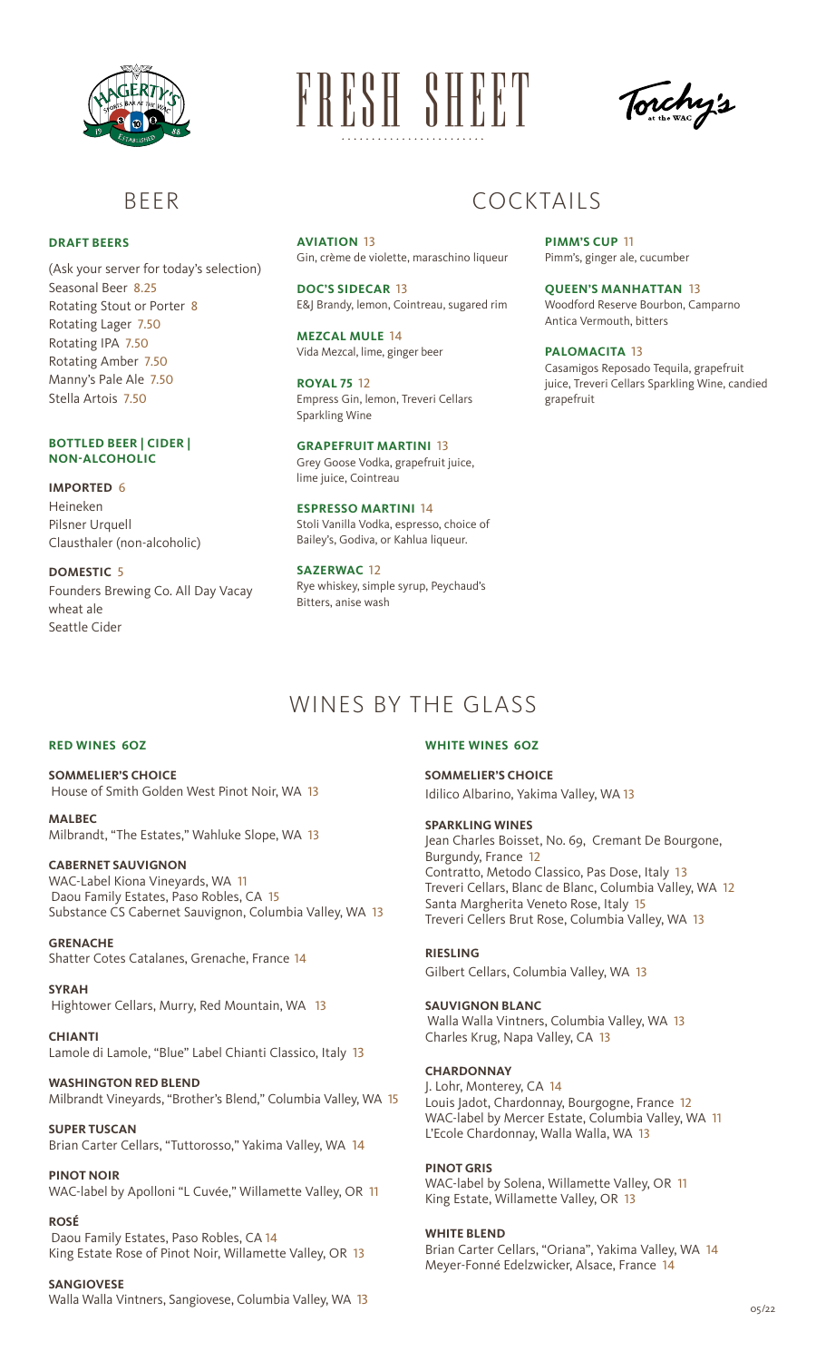# FRESH SHEET

## BEER

### DRAFT BEERS

(Ask your server for today's selection)
Seasonal Beer 8.25
Rotating Stout or Porter 8
Rotating Lager 7.50
Rotating IPA 7.50
Rotating Amber 7.50
Manny's Pale Ale 7.50
Stella Artois 7.50

### BOTTLED BEER | CIDER | NON-ALCOHOLIC

**IMPORTED** 6
Heineken
Pilsner Urquell
Clausthaler (non-alcoholic)

**DOMESTIC** 5
Founders Brewing Co. All Day Vacay wheat ale
Seattle Cider

## COCKTAILS

**AVIATION** 13
Gin, crème de violette, maraschino liqueur

**DOC'S SIDECAR** 13
E&J Brandy, lemon, Cointreau, sugared rim

**MEZCAL MULE** 14
Vida Mezcal, lime, ginger beer

**ROYAL 75** 12
Empress Gin, lemon, Treveri Cellars Sparkling Wine

**GRAPEFRUIT MARTINI** 13
Grey Goose Vodka, grapefruit juice, lime juice, Cointreau

**ESPRESSO MARTINI** 14
Stoli Vanilla Vodka, espresso, choice of Bailey's, Godiva, or Kahlua liqueur.

**SAZERWAC** 12
Rye whiskey, simple syrup, Peychaud's Bitters, anise wash

**PIMM'S CUP** 11
Pimm's, ginger ale, cucumber

**QUEEN'S MANHATTAN** 13
Woodford Reserve Bourbon, Camparno Antica Vermouth, bitters

**PALOMACITA** 13
Casamigos Reposado Tequila, grapefruit juice, Treveri Cellars Sparkling Wine, candied grapefruit

## WINES BY THE GLASS

### RED WINES 6OZ

**SOMMELIER'S CHOICE**
House of Smith Golden West Pinot Noir, WA 13

**MALBEC**
Milbrandt, "The Estates," Wahluke Slope, WA 13

**CABERNET SAUVIGNON**
WAC-Label Kiona Vineyards, WA 11
Daou Family Estates, Paso Robles, CA 15
Substance CS Cabernet Sauvignon, Columbia Valley, WA 13

**GRENACHE**
Shatter Cotes Catalanes, Grenache, France 14

**SYRAH**
Hightower Cellars, Murry, Red Mountain, WA 13

**CHIANTI**
Lamole di Lamole, "Blue" Label Chianti Classico, Italy 13

**WASHINGTON RED BLEND**
Milbrandt Vineyards, "Brother's Blend," Columbia Valley, WA 15

**SUPER TUSCAN**
Brian Carter Cellars, "Tuttorosso," Yakima Valley, WA 14

**PINOT NOIR**
WAC-label by Apolloni "L Cuvée," Willamette Valley, OR 11

**ROSÉ**
Daou Family Estates, Paso Robles, CA 14
King Estate Rose of Pinot Noir, Willamette Valley, OR 13

**SANGIOVESE**
Walla Walla Vintners, Sangiovese, Columbia Valley, WA 13

### WHITE WINES 6OZ

**SOMMELIER'S CHOICE**
Idilico Albarino, Yakima Valley, WA 13

**SPARKLING WINES**
Jean Charles Boisset, No. 69, Cremant De Bourgone, Burgundy, France 12
Contratto, Metodo Classico, Pas Dose, Italy 13
Treveri Cellars, Blanc de Blanc, Columbia Valley, WA 12
Santa Margherita Veneto Rose, Italy 15
Treveri Cellers Brut Rose, Columbia Valley, WA 13

**RIESLING**
Gilbert Cellars, Columbia Valley, WA 13

**SAUVIGNON BLANC**
Walla Walla Vintners, Columbia Valley, WA 13
Charles Krug, Napa Valley, CA 13

**CHARDONNAY**
J. Lohr, Monterey, CA 14
Louis Jadot, Chardonnay, Bourgogne, France 12
WAC-label by Mercer Estate, Columbia Valley, WA 11
L'Ecole Chardonnay, Walla Walla, WA 13

**PINOT GRIS**
WAC-label by Solena, Willamette Valley, OR 11
King Estate, Willamette Valley, OR 13

**WHITE BLEND**
Brian Carter Cellars, "Oriana", Yakima Valley, WA 14
Meyer-Fonné Edelzwicker, Alsace, France 14

05/22